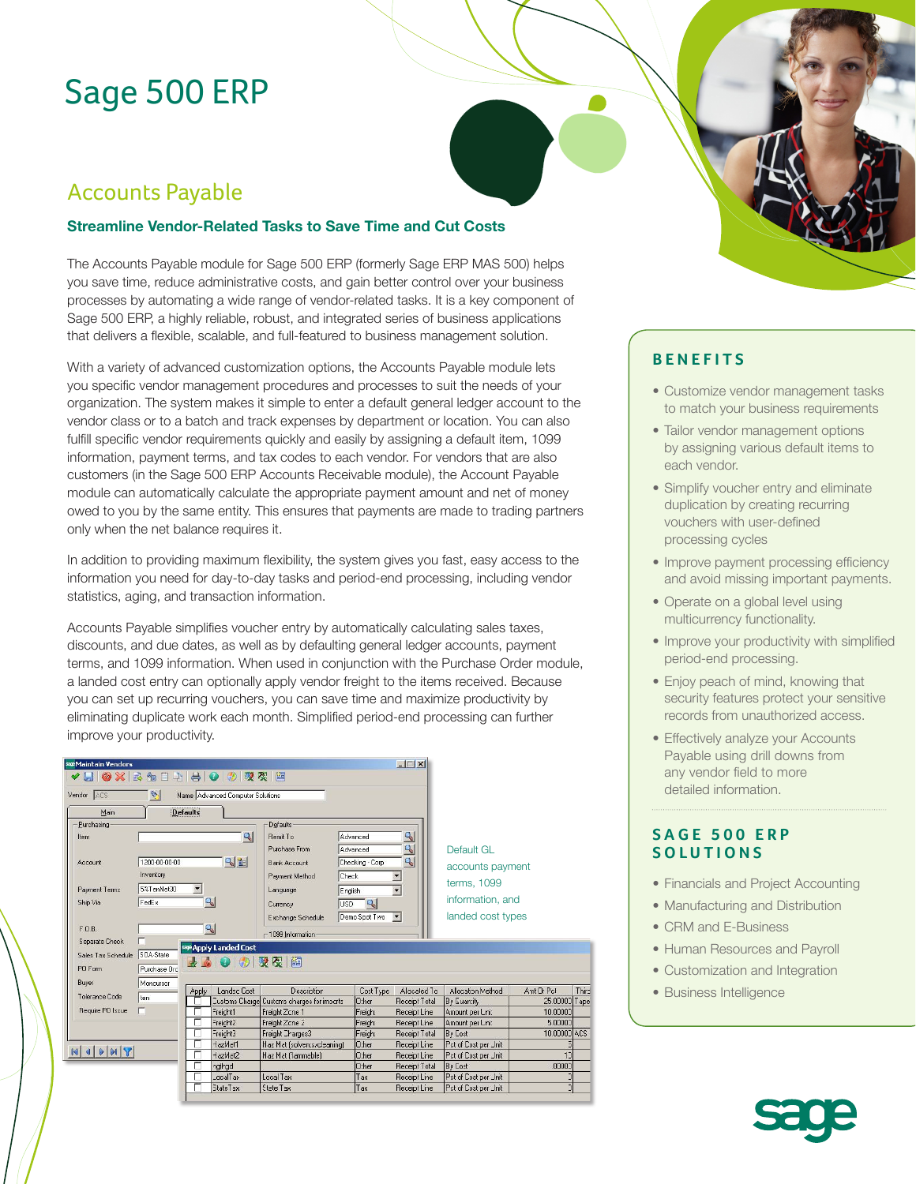# Sage 500 ERP

## Accounts Payable

### Streamline Vendor-Related Tasks to Save Time and Cut Costs

The Accounts Payable module for Sage 500 ERP (formerly Sage ERP MAS 500) helps you save time, reduce administrative costs, and gain better control over your business processes by automating a wide range of vendor-related tasks. It is a key component of Sage 500 ERP, a highly reliable, robust, and integrated series of business applications that delivers a flexible, scalable, and full-featured to business management solution.

With a variety of advanced customization options, the Accounts Payable module lets you specific vendor management procedures and processes to suit the needs of your organization. The system makes it simple to enter a default general ledger account to the vendor class or to a batch and track expenses by department or location. You can also fulfill specific vendor requirements quickly and easily by assigning a default item, 1099 information, payment terms, and tax codes to each vendor. For vendors that are also customers (in the Sage 500 ERP Accounts Receivable module), the Account Payable module can automatically calculate the appropriate payment amount and net of money owed to you by the same entity. This ensures that payments are made to trading partners only when the net balance requires it.

In addition to providing maximum flexibility, the system gives you fast, easy access to the information you need for day-to-day tasks and period-end processing, including vendor statistics, aging, and transaction information.

Accounts Payable simplifies voucher entry by automatically calculating sales taxes, discounts, and due dates, as well as by defaulting general ledger accounts, payment terms, and 1099 information. When used in conjunction with the Purchase Order module, a landed cost entry can optionally apply vendor freight to the items received. Because you can set up recurring vouchers, you can save time and maximize productivity by eliminating duplicate work each month. Simplified period-end processing can further improve your productivity.

Default GL accounts payment terms, 1099 information, and landed cost types

## BENEFITS

- Customize vendor management tasks to match your business requirements
- Tailor vendor management options by assigning various default items to each vendor.
- Simplify voucher entry and eliminate duplication by creating recurring vouchers with user-defined processing cycles
- Improve payment processing efficiency and avoid missing important payments.
- Operate on a global level using multicurrency functionality.
- Improve your productivity with simplified period-end processing.
- Enjoy peach of mind, knowing that security features protect your sensitive records from unauthorized access.
- Effectively analyze your Accounts Payable using drill downs from any vendor field to more detailed information.

## SAGE 500 ERP SOLUTIONS

- Financials and Project Accounting
- Manufacturing and Distribution
- CRM and E-Business
- Human Resources and Payroll
- Customization and Integration
- Business Intelligence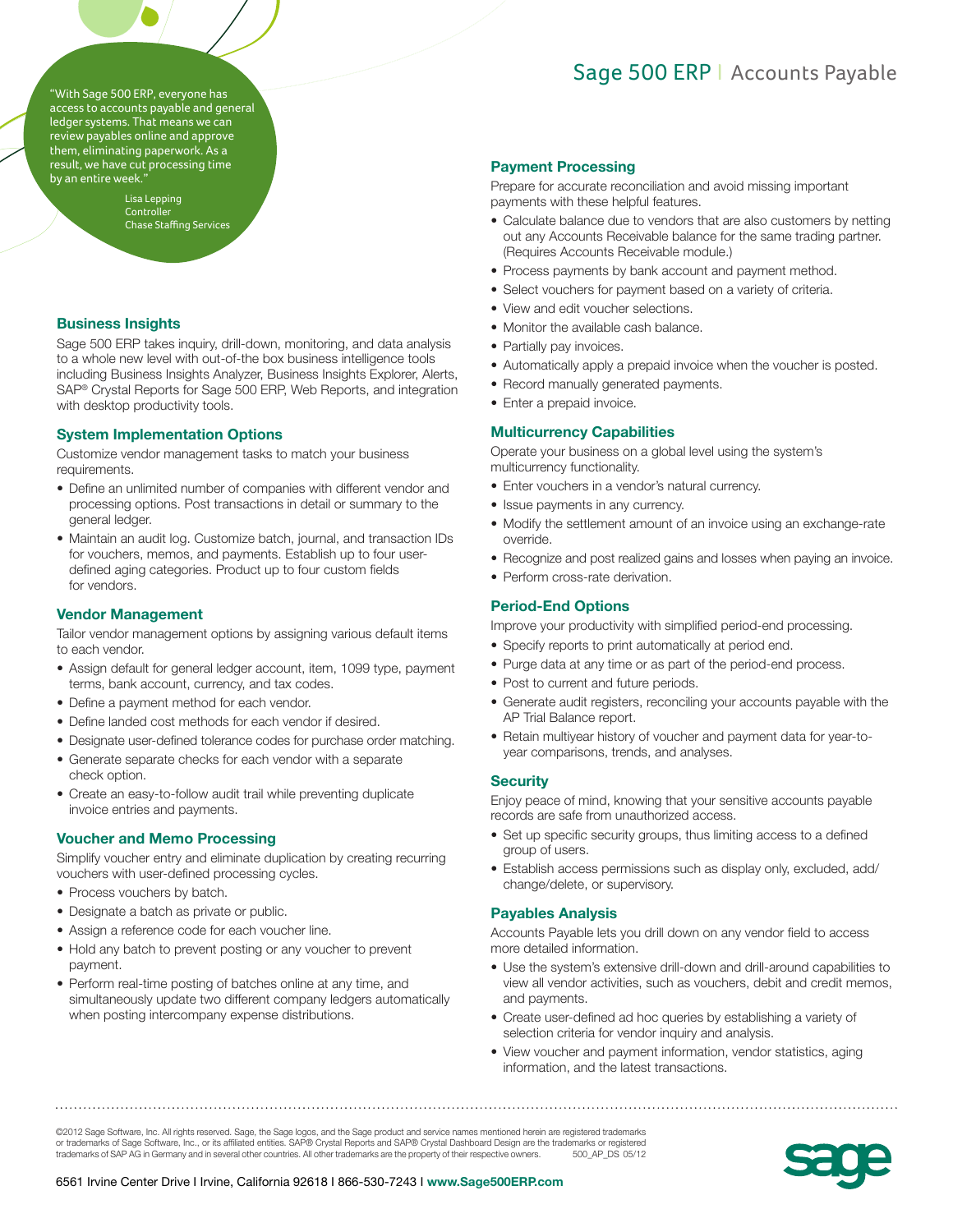# Sage 500 ERP | Accounts Payable

"With Sage 500 ERP, everyone has access to accounts payable and general ledger systems. That means we can review payables online and approve them, eliminating paperwork. As a result, we have cut processing time by an entire week."

Lisa Lepping
Controller
Chase Staffing Services

### Business Insights

Sage 500 ERP takes inquiry, drill-down, monitoring, and data analysis to a whole new level with out-of-the box business intelligence tools including Business Insights Analyzer, Business Insights Explorer, Alerts, SAP® Crystal Reports for Sage 500 ERP, Web Reports, and integration with desktop productivity tools.

### System Implementation Options

Customize vendor management tasks to match your business requirements.

- Define an unlimited number of companies with different vendor and processing options. Post transactions in detail or summary to the general ledger.
- Maintain an audit log. Customize batch, journal, and transaction IDs for vouchers, memos, and payments. Establish up to four user-defined aging categories. Product up to four custom fields for vendors.

### Vendor Management

Tailor vendor management options by assigning various default items to each vendor.

- Assign default for general ledger account, item, 1099 type, payment terms, bank account, currency, and tax codes.
- Define a payment method for each vendor.
- Define landed cost methods for each vendor if desired.
- Designate user-defined tolerance codes for purchase order matching.
- Generate separate checks for each vendor with a separate check option.
- Create an easy-to-follow audit trail while preventing duplicate invoice entries and payments.

### Voucher and Memo Processing

Simplify voucher entry and eliminate duplication by creating recurring vouchers with user-defined processing cycles.

- Process vouchers by batch.
- Designate a batch as private or public.
- Assign a reference code for each voucher line.
- Hold any batch to prevent posting or any voucher to prevent payment.
- Perform real-time posting of batches online at any time, and simultaneously update two different company ledgers automatically when posting intercompany expense distributions.

### Payment Processing

Prepare for accurate reconciliation and avoid missing important payments with these helpful features.

- Calculate balance due to vendors that are also customers by netting out any Accounts Receivable balance for the same trading partner. (Requires Accounts Receivable module.)
- Process payments by bank account and payment method.
- Select vouchers for payment based on a variety of criteria.
- View and edit voucher selections.
- Monitor the available cash balance.
- Partially pay invoices.
- Automatically apply a prepaid invoice when the voucher is posted.
- Record manually generated payments.
- Enter a prepaid invoice.

### Multicurrency Capabilities

Operate your business on a global level using the system's multicurrency functionality.

- Enter vouchers in a vendor's natural currency.
- Issue payments in any currency.
- Modify the settlement amount of an invoice using an exchange-rate override.
- Recognize and post realized gains and losses when paying an invoice.
- Perform cross-rate derivation.

### Period-End Options

Improve your productivity with simplified period-end processing.

- Specify reports to print automatically at period end.
- Purge data at any time or as part of the period-end process.
- Post to current and future periods.
- Generate audit registers, reconciling your accounts payable with the AP Trial Balance report.
- Retain multiyear history of voucher and payment data for year-to-year comparisons, trends, and analyses.

### Security

Enjoy peace of mind, knowing that your sensitive accounts payable records are safe from unauthorized access.

- Set up specific security groups, thus limiting access to a defined group of users.
- Establish access permissions such as display only, excluded, add/change/delete, or supervisory.

### Payables Analysis

Accounts Payable lets you drill down on any vendor field to access more detailed information.

- Use the system's extensive drill-down and drill-around capabilities to view all vendor activities, such as vouchers, debit and credit memos, and payments.
- Create user-defined ad hoc queries by establishing a variety of selection criteria for vendor inquiry and analysis.
- View voucher and payment information, vendor statistics, aging information, and the latest transactions.

©2012 Sage Software, Inc. All rights reserved. Sage, the Sage logos, and the Sage product and service names mentioned herein are registered trademarks or trademarks of Sage Software, Inc., or its affiliated entities. SAP® Crystal Reports and SAP® Crystal Dashboard Design are the trademarks or registered trademarks of SAP AG in Germany and in several other countries. All other trademarks are the property of their respective owners. 500_AP_DS 05/12

sage

6561 Irvine Center Drive I Irvine, California 92618 I 866-530-7243 I **www.Sage500ERP.com**